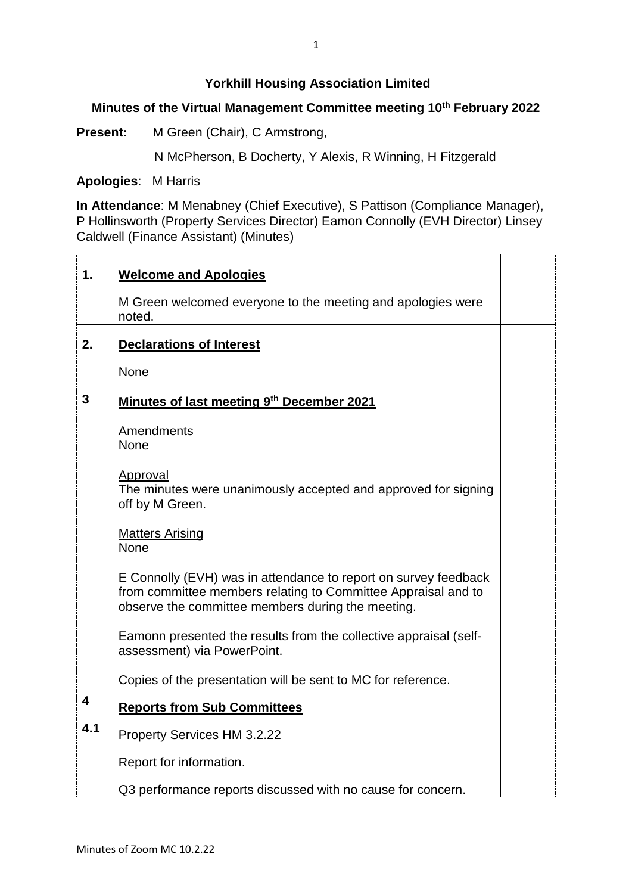**Yorkhill Housing Association Limited**

**Minutes of the Virtual Management Committee meeting 10th February 2022**

**Present:** M Green (Chair), C Armstrong,

N McPherson, B Docherty, Y Alexis, R Winning, H Fitzgerald

**Apologies**: M Harris

**In Attendance**: M Menabney (Chief Executive), S Pattison (Compliance Manager), P Hollinsworth (Property Services Director) Eamon Connolly (EVH Director) Linsey Caldwell (Finance Assistant) (Minutes)

| | | |
|---|---|---|
| **1.** | **Welcome and Apologies**<br><br>M Green welcomed everyone to the meeting and apologies were noted. | |
| **2.** | **Declarations of Interest**<br><br>None | |
| **3** | **Minutes of last meeting 9th December 2021**<br><br>Amendments<br>None<br><br>Approval<br>The minutes were unanimously accepted and approved for signing off by M Green.<br><br>Matters Arising<br>None<br><br>E Connolly (EVH) was in attendance to report on survey feedback from committee members relating to Committee Appraisal and to observe the committee members during the meeting.<br><br>Eamonn presented the results from the collective appraisal (self-assessment) via PowerPoint.<br><br>Copies of the presentation will be sent to MC for reference. | |
| **4** | **Reports from Sub Committees** | |
| **4.1** | Property Services HM 3.2.22<br><br>Report for information.<br><br>Q3 performance reports discussed with no cause for concern. | |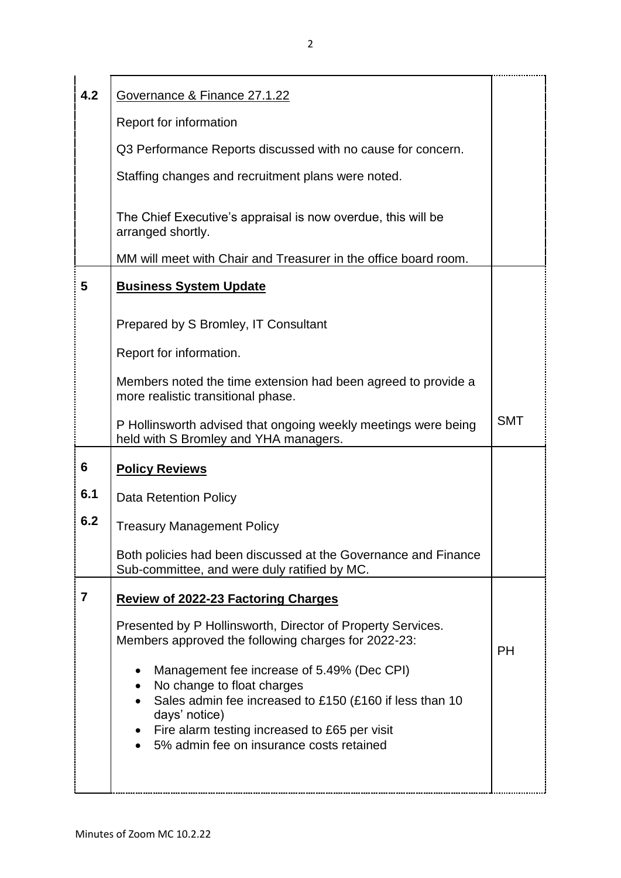| | | |
|---|---|---|
| 4.2 | Governance & Finance 27.1.22<br><br>Report for information<br><br>Q3 Performance Reports discussed with no cause for concern.<br><br>Staffing changes and recruitment plans were noted.<br><br>The Chief Executive's appraisal is now overdue, this will be arranged shortly.<br><br>MM will meet with Chair and Treasurer in the office board room. | |
| 5 | **Business System Update**<br><br>Prepared by S Bromley, IT Consultant<br><br>Report for information.<br><br>Members noted the time extension had been agreed to provide a more realistic transitional phase.<br><br>P Hollinsworth advised that ongoing weekly meetings were being held with S Bromley and YHA managers. | SMT |
| 6<br><br>6.1<br><br>6.2 | **Policy Reviews**<br><br>Data Retention Policy<br><br>Treasury Management Policy<br><br>Both policies had been discussed at the Governance and Finance Sub-committee, and were duly ratified by MC. | |
| 7 | **Review of 2022-23 Factoring Charges**<br><br>Presented by P Hollinsworth, Director of Property Services. Members approved the following charges for 2022-23:<br><br>• Management fee increase of 5.49% (Dec CPI)<br>• No change to float charges<br>• Sales admin fee increased to £150 (£160 if less than 10 days' notice)<br>• Fire alarm testing increased to £65 per visit<br>• 5% admin fee on insurance costs retained | PH |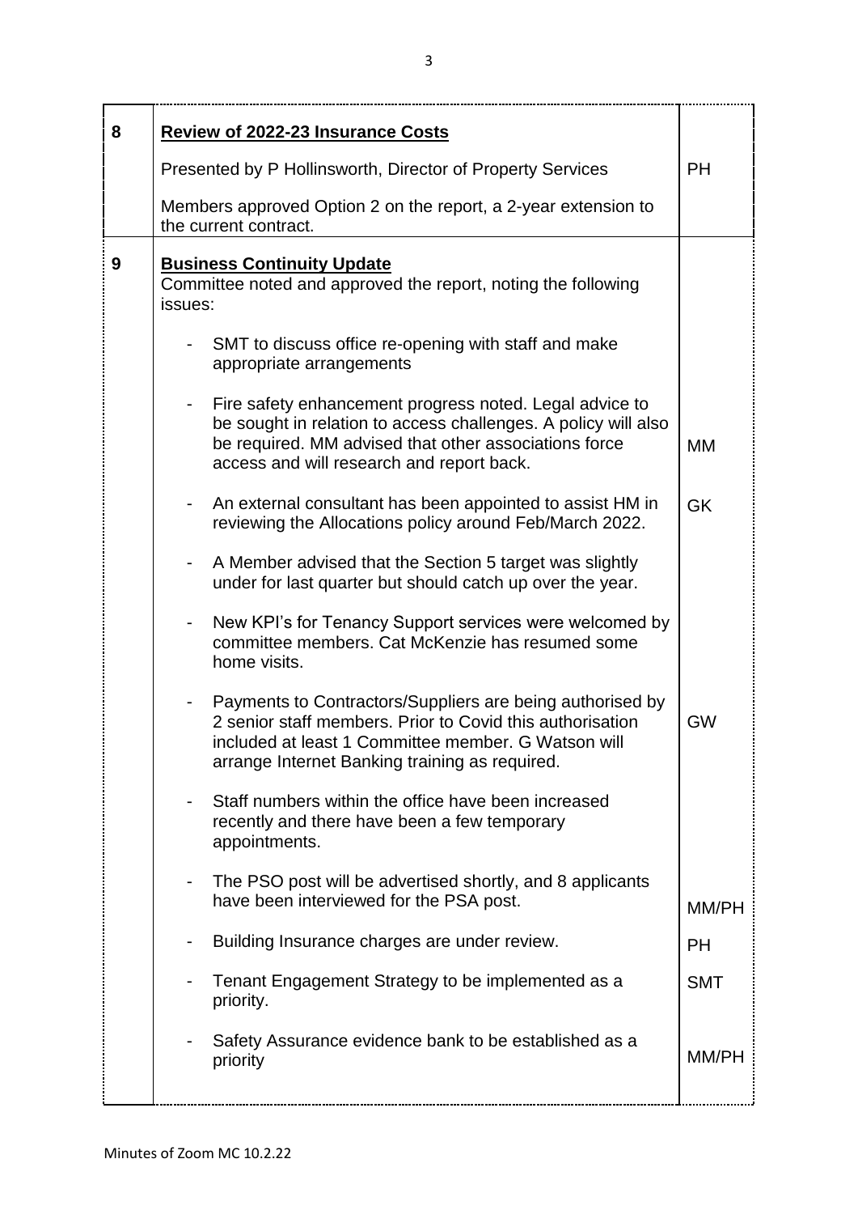| | | |
|---|---|---|
| 8 | **Review of 2022-23 Insurance Costs**<br><br>Presented by P Hollinsworth, Director of Property Services<br><br>Members approved Option 2 on the report, a 2-year extension to the current contract. | PH |
| 9 | **Business Continuity Update**<br>Committee noted and approved the report, noting the following issues:<br><br>- SMT to discuss office re-opening with staff and make appropriate arrangements<br><br>- Fire safety enhancement progress noted. Legal advice to be sought in relation to access challenges. A policy will also be required. MM advised that other associations force access and will research and report back. | MM |
| | - An external consultant has been appointed to assist HM in reviewing the Allocations policy around Feb/March 2022. | GK |
| | - A Member advised that the Section 5 target was slightly under for last quarter but should catch up over the year.<br><br>- New KPI's for Tenancy Support services were welcomed by committee members. Cat McKenzie has resumed some home visits. | |
| | - Payments to Contractors/Suppliers are being authorised by 2 senior staff members. Prior to Covid this authorisation included at least 1 Committee member. G Watson will arrange Internet Banking training as required. | GW |
| | - Staff numbers within the office have been increased recently and there have been a few temporary appointments. | |
| | - The PSO post will be advertised shortly, and 8 applicants have been interviewed for the PSA post. | MM/PH |
| | - Building Insurance charges are under review. | PH |
| | - Tenant Engagement Strategy to be implemented as a priority. | SMT |
| | - Safety Assurance evidence bank to be established as a priority | MM/PH |

Minutes of Zoom MC 10.2.22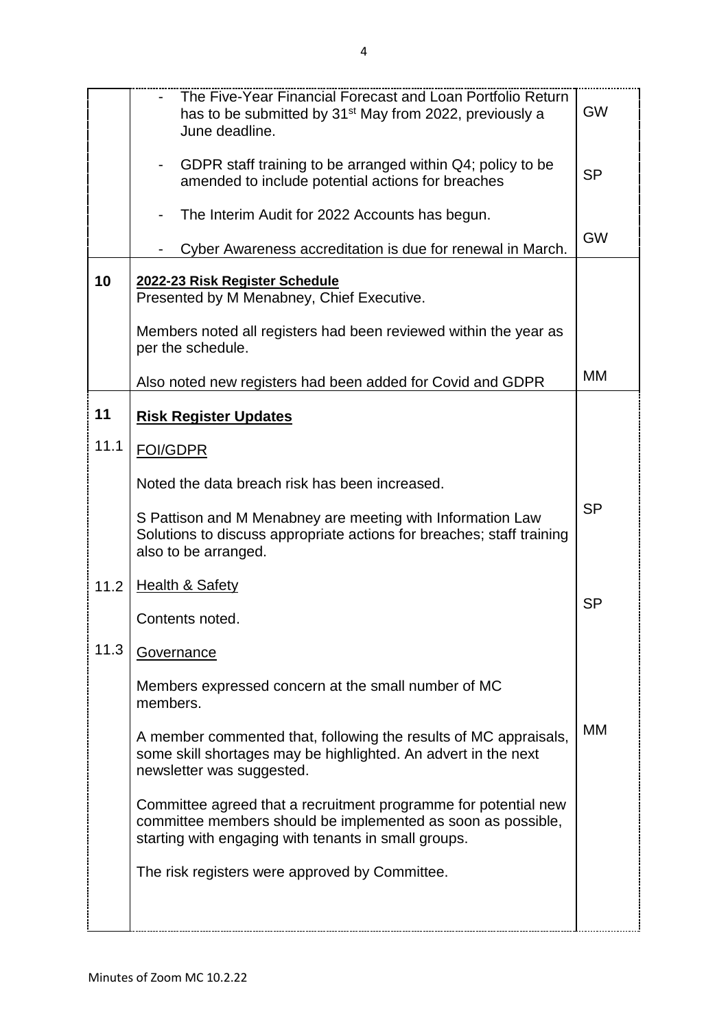| | | |
|---|---|---|
| | - The Five-Year Financial Forecast and Loan Portfolio Return has to be submitted by 31st May from 2022, previously a June deadline.<br><br>- GDPR staff training to be arranged within Q4; policy to be amended to include potential actions for breaches<br><br>- The Interim Audit for 2022 Accounts has begun.<br><br>- Cyber Awareness accreditation is due for renewal in March. | GW<br><br>SP<br><br>GW |
| **10** | **<u>2022-23 Risk Register Schedule</u>**<br>Presented by M Menabney, Chief Executive.<br><br>Members noted all registers had been reviewed within the year as per the schedule.<br><br>Also noted new registers had been added for Covid and GDPR | MM |
| **11** | **<u>Risk Register Updates</u>** | |
| 11.1 | <u>FOI/GDPR</u><br><br>Noted the data breach risk has been increased.<br><br>S Pattison and M Menabney are meeting with Information Law Solutions to discuss appropriate actions for breaches; staff training also to be arranged. | SP |
| 11.2 | <u>Health & Safety</u><br><br>Contents noted. | SP |
| 11.3 | <u>Governance</u><br><br>Members expressed concern at the small number of MC members.<br><br>A member commented that, following the results of MC appraisals, some skill shortages may be highlighted. An advert in the next newsletter was suggested.<br><br>Committee agreed that a recruitment programme for potential new committee members should be implemented as soon as possible, starting with engaging with tenants in small groups.<br><br>The risk registers were approved by Committee. | MM |

Minutes of Zoom MC 10.2.22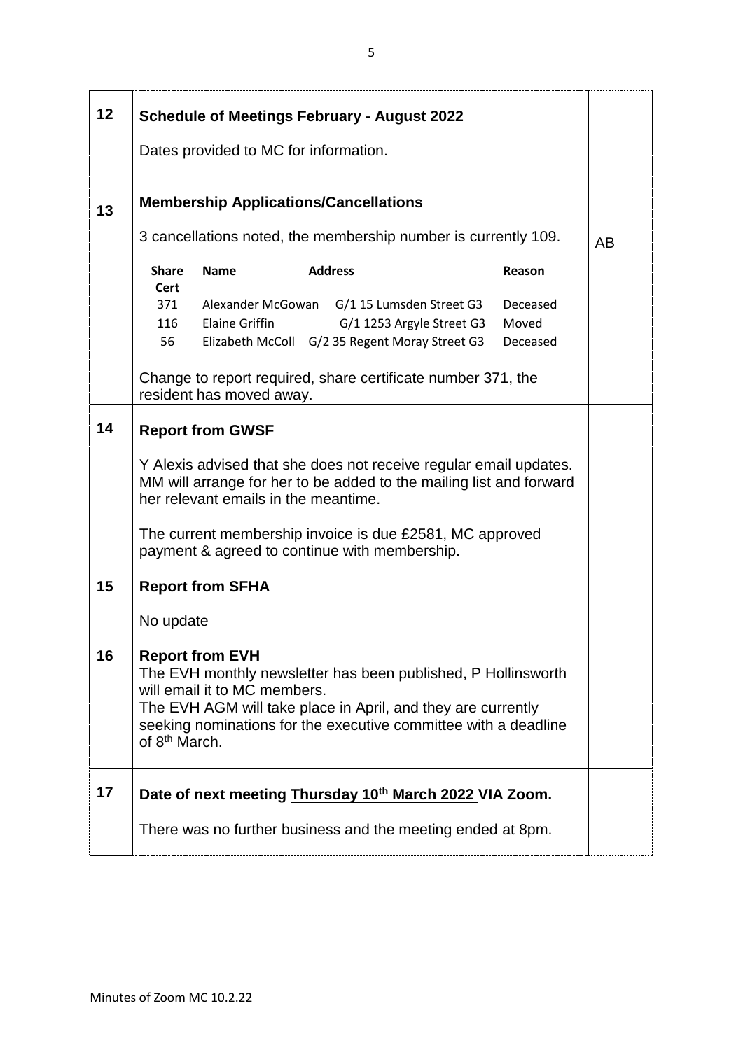| | | |
|---|---|---|
| 12 | **Schedule of Meetings February - August 2022**<br><br>Dates provided to MC for information. | |
| 13 | **Membership Applications/Cancellations**<br><br>3 cancellations noted, the membership number is currently 109.<br><br>**Share Cert** / **Name** / **Address** / **Reason**<br>371 / Alexander McGowan / G/1 15 Lumsden Street G3 / Deceased<br>116 / Elaine Griffin / G/1 1253 Argyle Street G3 / Moved<br>56 / Elizabeth McColl / G/2 35 Regent Moray Street G3 / Deceased<br><br>Change to report required, share certificate number 371, the resident has moved away. | AB |
| 14 | **Report from GWSF**<br><br>Y Alexis advised that she does not receive regular email updates. MM will arrange for her to be added to the mailing list and forward her relevant emails in the meantime.<br><br>The current membership invoice is due £2581, MC approved payment & agreed to continue with membership. | |
| 15 | **Report from SFHA**<br><br>No update | |
| 16 | **Report from EVH**<br>The EVH monthly newsletter has been published, P Hollinsworth will email it to MC members.<br>The EVH AGM will take place in April, and they are currently seeking nominations for the executive committee with a deadline of 8th March. | |
| 17 | **Date of next meeting <u>Thursday 10th March 2022</u> VIA Zoom.**<br><br>There was no further business and the meeting ended at 8pm. | |

Minutes of Zoom MC 10.2.22